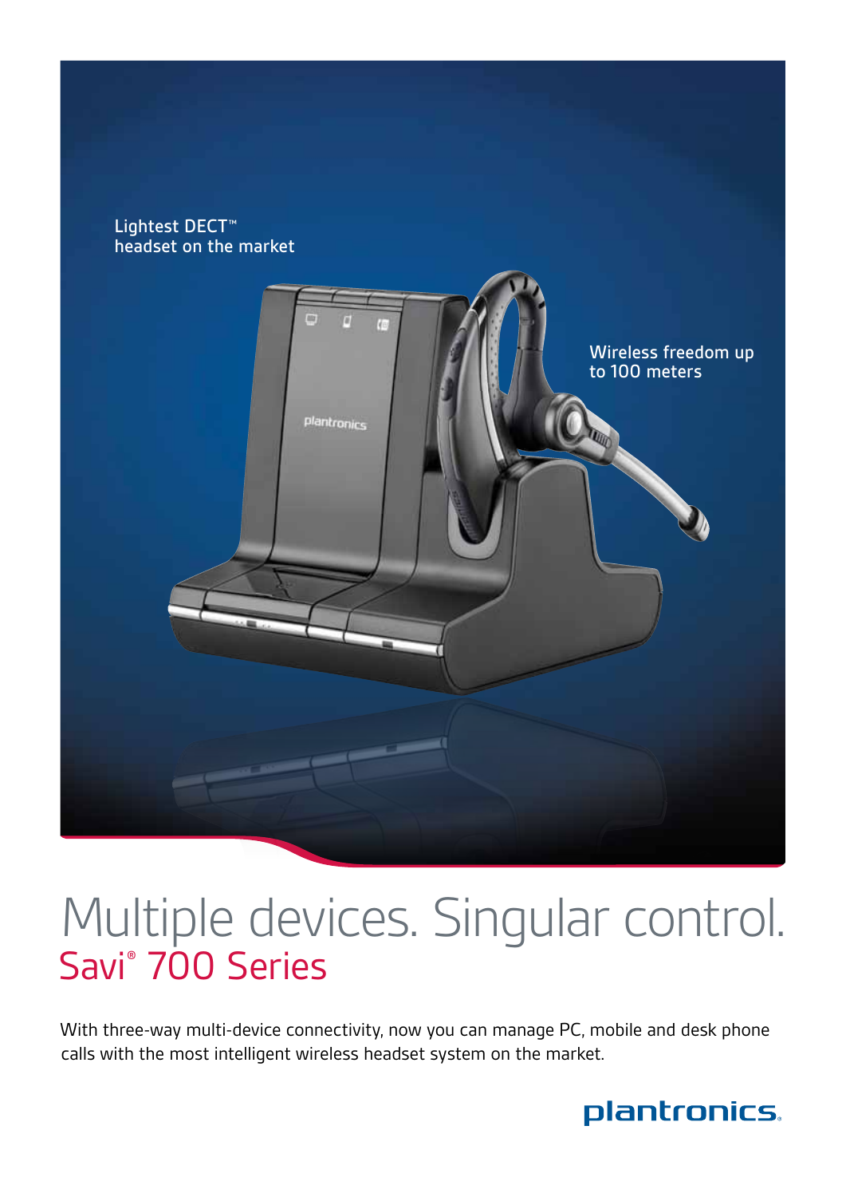Lightest DECT™ headset on the market

Wireless freedom up to 100 meters

# Multiple devices. Singular control.

## Savi® 700 Series

With three-way multi-device connectivity, now you can manage PC, mobile and desk phone calls with the most intelligent wireless headset system on the market.

plantronics.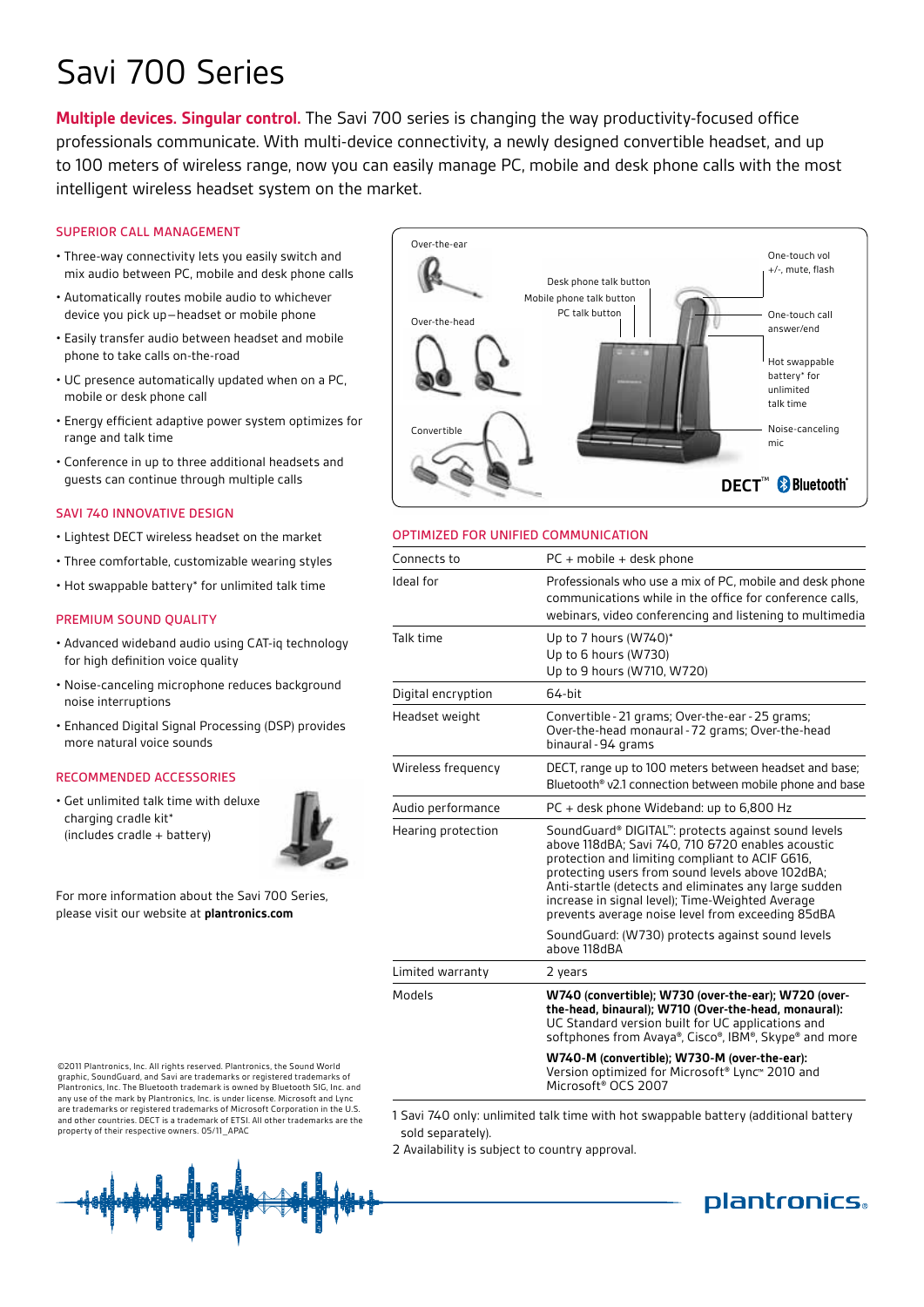# Savi 700 Series

**Multiple devices. Singular control.** The Savi 700 series is changing the way productivity-focused office professionals communicate. With multi-device connectivity, a newly designed convertible headset, and up to 100 meters of wireless range, now you can easily manage PC, mobile and desk phone calls with the most intelligent wireless headset system on the market.

## SUPERIOR CALL MANAGEMENT

- Three-way connectivity lets you easily switch and mix audio between PC, mobile and desk phone calls
- Automatically routes mobile audio to whichever device you pick up—headset or mobile phone
- Easily transfer audio between headset and mobile phone to take calls on-the-road
- UC presence automatically updated when on a PC, mobile or desk phone call
- Energy efficient adaptive power system optimizes for range and talk time
- Conference in up to three additional headsets and guests can continue through multiple calls

## SAVI 740 INNOVATIVE DESIGN

- Lightest DECT wireless headset on the market
- Three comfortable, customizable wearing styles
- Hot swappable battery* for unlimited talk time

## PREMIUM SOUND QUALITY

- Advanced wideband audio using CAT-iq technology for high definition voice quality
- Noise-canceling microphone reduces background noise interruptions
- Enhanced Digital Signal Processing (DSP) provides more natural voice sounds

## RECOMMENDED ACCESSORIES

- Get unlimited talk time with deluxe charging cradle kit* (includes cradle + battery)

For more information about the Savi 700 Series, please visit our website at **plantronics.com**

Over-the-ear

Over-the-head

Convertible

Desk phone talk button

Mobile phone talk button

PC talk button

One-touch vol +/-, mute, flash

One-touch call answer/end

Hot swappable battery* for unlimited talk time

Noise-canceling mic

DECT™ Bluetooth®

## OPTIMIZED FOR UNIFIED COMMUNICATION

| | |
|---|---|
| Connects to | PC + mobile + desk phone |
| Ideal for | Professionals who use a mix of PC, mobile and desk phone communications while in the office for conference calls, webinars, video conferencing and listening to multimedia |
| Talk time | Up to 7 hours (W740)*<br>Up to 6 hours (W730)<br>Up to 9 hours (W710, W720) |
| Digital encryption | 64-bit |
| Headset weight | Convertible - 21 grams; Over-the-ear - 25 grams; Over-the-head monaural - 72 grams; Over-the-head binaural - 94 grams |
| Wireless frequency | DECT, range up to 100 meters between headset and base; Bluetooth® v2.1 connection between mobile phone and base |
| Audio performance | PC + desk phone Wideband: up to 6,800 Hz |
| Hearing protection | SoundGuard® DIGITAL™: protects against sound levels above 118dBA; Savi 740, 710 &720 enables acoustic protection and limiting compliant to ACIF G616, protecting users from sound levels above 102dBA; Anti-startle (detects and eliminates any large sudden increase in signal level); Time-Weighted Average prevents average noise level from exceeding 85dBA<br>SoundGuard: (W730) protects against sound levels above 118dBA |
| Limited warranty | 2 years |
| Models | **W740 (convertible); W730 (over-the-ear); W720 (over-the-head, binaural); W710 (Over-the-head, monaural):** UC Standard version built for UC applications and softphones from Avaya®, Cisco®, IBM®, Skype® and more<br>**W740-M (convertible); W730-M (over-the-ear):** Version optimized for Microsoft® Lync™ 2010 and Microsoft® OCS 2007 |

1 Savi 740 only: unlimited talk time with hot swappable battery (additional battery sold separately).

2 Availability is subject to country approval.

©2011 Plantronics, Inc. All rights reserved. Plantronics, the Sound World graphic, SoundGuard, and Savi are trademarks or registered trademarks of Plantronics, Inc. The Bluetooth trademark is owned by Bluetooth SIG, Inc. and any use of the mark by Plantronics, Inc. is under license. Microsoft and Lync are trademarks or registered trademarks of Microsoft Corporation in the U.S. and other countries. DECT is a trademark of ETSI. All other trademarks are the property of their respective owners. 05/11_APAC

plantronics.